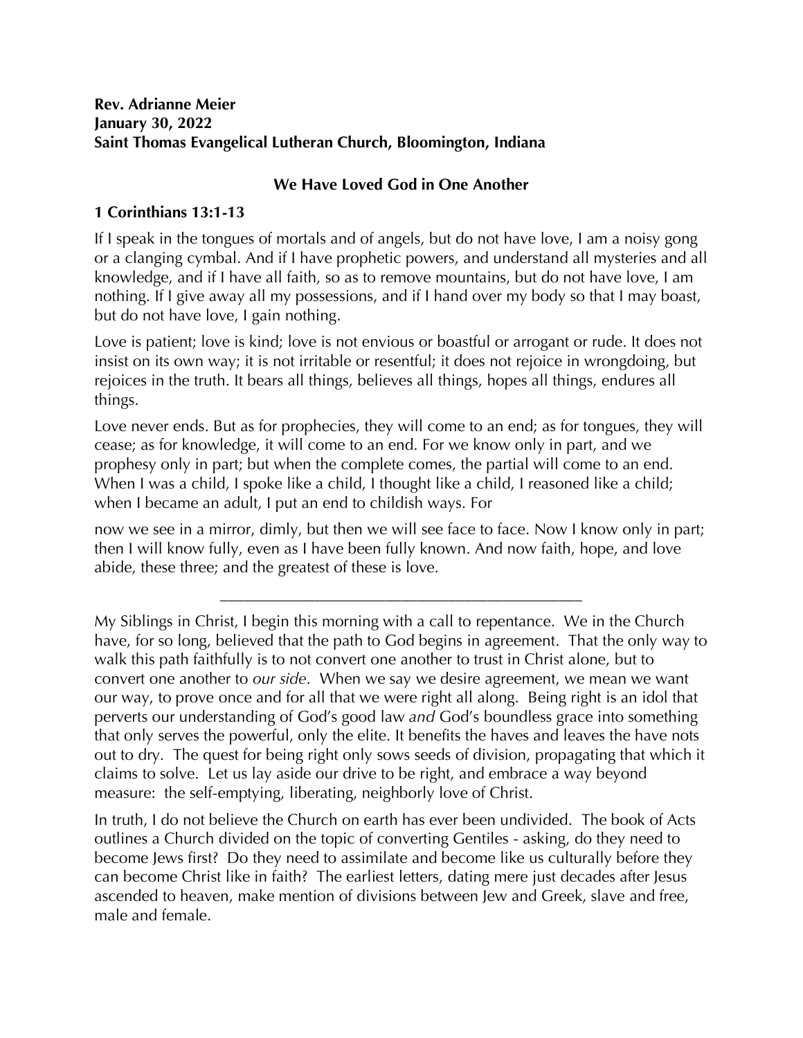**Rev. Adrianne Meier**
**January 30, 2022**
**Saint Thomas Evangelical Lutheran Church, Bloomington, Indiana**

## We Have Loved God in One Another

### 1 Corinthians 13:1-13

If I speak in the tongues of mortals and of angels, but do not have love, I am a noisy gong or a clanging cymbal. And if I have prophetic powers, and understand all mysteries and all knowledge, and if I have all faith, so as to remove mountains, but do not have love, I am nothing. If I give away all my possessions, and if I hand over my body so that I may boast, but do not have love, I gain nothing.

Love is patient; love is kind; love is not envious or boastful or arrogant or rude. It does not insist on its own way; it is not irritable or resentful; it does not rejoice in wrongdoing, but rejoices in the truth. It bears all things, believes all things, hopes all things, endures all things.

Love never ends. But as for prophecies, they will come to an end; as for tongues, they will cease; as for knowledge, it will come to an end. For we know only in part, and we prophesy only in part; but when the complete comes, the partial will come to an end. When I was a child, I spoke like a child, I thought like a child, I reasoned like a child; when I became an adult, I put an end to childish ways. For

now we see in a mirror, dimly, but then we will see face to face. Now I know only in part; then I will know fully, even as I have been fully known. And now faith, hope, and love abide, these three; and the greatest of these is love.

---

My Siblings in Christ, I begin this morning with a call to repentance. We in the Church have, for so long, believed that the path to God begins in agreement. That the only way to walk this path faithfully is to not convert one another to trust in Christ alone, but to convert one another to *our side*. When we say we desire agreement, we mean we want our way, to prove once and for all that we were right all along. Being right is an idol that perverts our understanding of God's good law *and* God's boundless grace into something that only serves the powerful, only the elite. It benefits the haves and leaves the have nots out to dry. The quest for being right only sows seeds of division, propagating that which it claims to solve. Let us lay aside our drive to be right, and embrace a way beyond measure: the self-emptying, liberating, neighborly love of Christ.

In truth, I do not believe the Church on earth has ever been undivided. The book of Acts outlines a Church divided on the topic of converting Gentiles - asking, do they need to become Jews first? Do they need to assimilate and become like us culturally before they can become Christ like in faith? The earliest letters, dating mere just decades after Jesus ascended to heaven, make mention of divisions between Jew and Greek, slave and free, male and female.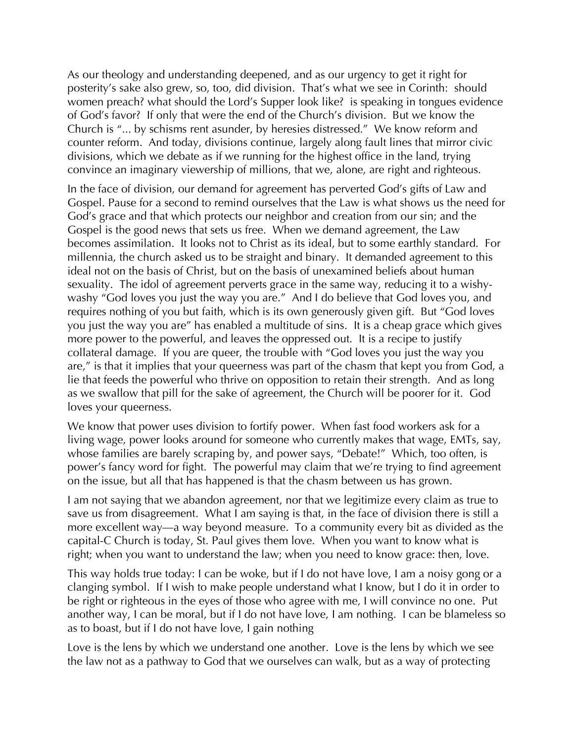As our theology and understanding deepened, and as our urgency to get it right for posterity's sake also grew, so, too, did division. That's what we see in Corinth: should women preach? what should the Lord's Supper look like? is speaking in tongues evidence of God's favor? If only that were the end of the Church's division. But we know the Church is "... by schisms rent asunder, by heresies distressed." We know reform and counter reform. And today, divisions continue, largely along fault lines that mirror civic divisions, which we debate as if we running for the highest office in the land, trying convince an imaginary viewership of millions, that we, alone, are right and righteous.

In the face of division, our demand for agreement has perverted God's gifts of Law and Gospel. Pause for a second to remind ourselves that the Law is what shows us the need for God's grace and that which protects our neighbor and creation from our sin; and the Gospel is the good news that sets us free. When we demand agreement, the Law becomes assimilation. It looks not to Christ as its ideal, but to some earthly standard. For millennia, the church asked us to be straight and binary. It demanded agreement to this ideal not on the basis of Christ, but on the basis of unexamined beliefs about human sexuality. The idol of agreement perverts grace in the same way, reducing it to a wishy-washy "God loves you just the way you are." And I do believe that God loves you, and requires nothing of you but faith, which is its own generously given gift. But "God loves you just the way you are" has enabled a multitude of sins. It is a cheap grace which gives more power to the powerful, and leaves the oppressed out. It is a recipe to justify collateral damage. If you are queer, the trouble with "God loves you just the way you are," is that it implies that your queerness was part of the chasm that kept you from God, a lie that feeds the powerful who thrive on opposition to retain their strength. And as long as we swallow that pill for the sake of agreement, the Church will be poorer for it. God loves your queerness.

We know that power uses division to fortify power. When fast food workers ask for a living wage, power looks around for someone who currently makes that wage, EMTs, say, whose families are barely scraping by, and power says, "Debate!" Which, too often, is power's fancy word for fight. The powerful may claim that we're trying to find agreement on the issue, but all that has happened is that the chasm between us has grown.

I am not saying that we abandon agreement, nor that we legitimize every claim as true to save us from disagreement. What I am saying is that, in the face of division there is still a more excellent way—a way beyond measure. To a community every bit as divided as the capital-C Church is today, St. Paul gives them love. When you want to know what is right; when you want to understand the law; when you need to know grace: then, love.

This way holds true today: I can be woke, but if I do not have love, I am a noisy gong or a clanging symbol. If I wish to make people understand what I know, but I do it in order to be right or righteous in the eyes of those who agree with me, I will convince no one. Put another way, I can be moral, but if I do not have love, I am nothing. I can be blameless so as to boast, but if I do not have love, I gain nothing

Love is the lens by which we understand one another. Love is the lens by which we see the law not as a pathway to God that we ourselves can walk, but as a way of protecting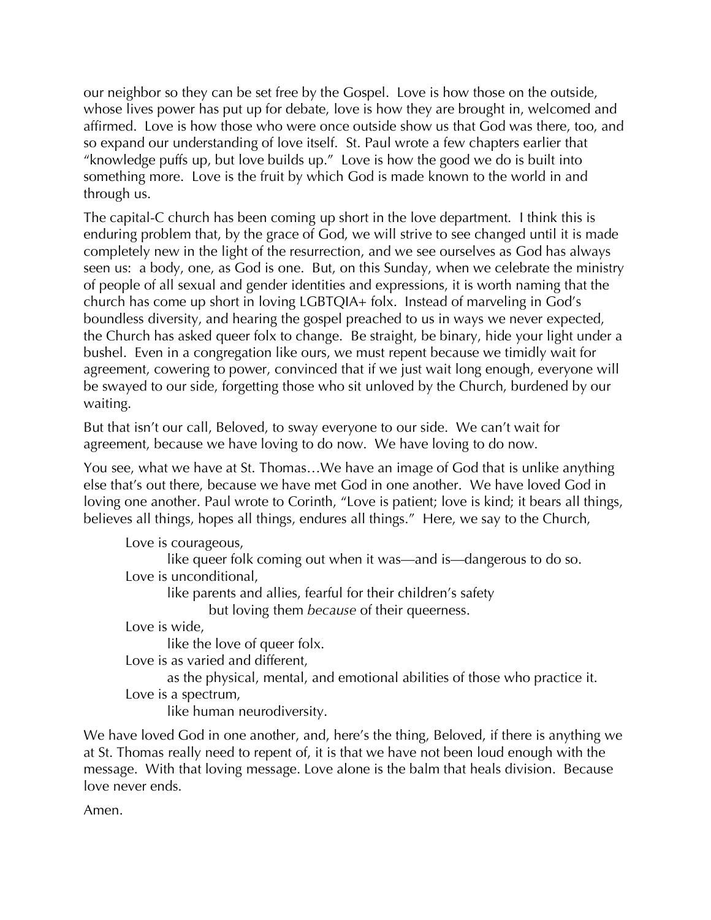our neighbor so they can be set free by the Gospel.  Love is how those on the outside, whose lives power has put up for debate, love is how they are brought in, welcomed and affirmed.  Love is how those who were once outside show us that God was there, too, and so expand our understanding of love itself.  St. Paul wrote a few chapters earlier that "knowledge puffs up, but love builds up."  Love is how the good we do is built into something more.  Love is the fruit by which God is made known to the world in and through us.

The capital-C church has been coming up short in the love department.  I think this is enduring problem that, by the grace of God, we will strive to see changed until it is made completely new in the light of the resurrection, and we see ourselves as God has always seen us:  a body, one, as God is one.  But, on this Sunday, when we celebrate the ministry of people of all sexual and gender identities and expressions, it is worth naming that the church has come up short in loving LGBTQIA+ folx.  Instead of marveling in God's boundless diversity, and hearing the gospel preached to us in ways we never expected, the Church has asked queer folx to change.  Be straight, be binary, hide your light under a bushel.  Even in a congregation like ours, we must repent because we timidly wait for agreement, cowering to power, convinced that if we just wait long enough, everyone will be swayed to our side, forgetting those who sit unloved by the Church, burdened by our waiting.

But that isn't our call, Beloved, to sway everyone to our side.  We can't wait for agreement, because we have loving to do now.  We have loving to do now.

You see, what we have at St. Thomas…We have an image of God that is unlike anything else that's out there, because we have met God in one another.  We have loved God in loving one another. Paul wrote to Corinth, "Love is patient; love is kind; it bears all things, believes all things, hopes all things, endures all things."  Here, we say to the Church,

> Love is courageous,
> > like queer folk coming out when it was—and is—dangerous to do so.
>
> Love is unconditional,
> > like parents and allies, fearful for their children's safety
> > > but loving them *because* of their queerness.
>
> Love is wide,
> > like the love of queer folx.
>
> Love is as varied and different,
> > as the physical, mental, and emotional abilities of those who practice it.
>
> Love is a spectrum,
> > like human neurodiversity.

We have loved God in one another, and, here's the thing, Beloved, if there is anything we at St. Thomas really need to repent of, it is that we have not been loud enough with the message.  With that loving message. Love alone is the balm that heals division.  Because love never ends.

Amen.